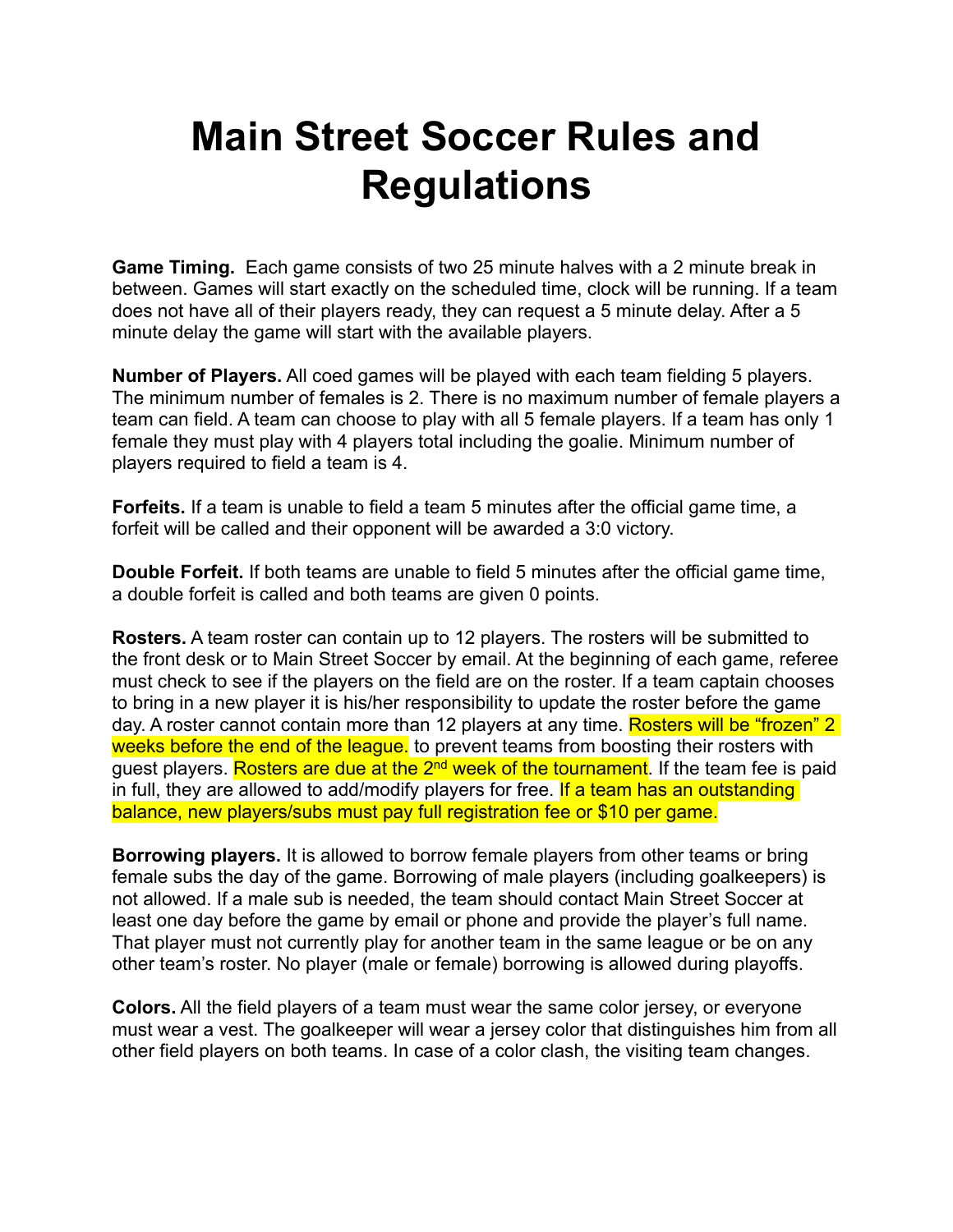# Main Street Soccer Rules and Regulations

**Game Timing.** Each game consists of two 25 minute halves with a 2 minute break in between. Games will start exactly on the scheduled time, clock will be running. If a team does not have all of their players ready, they can request a 5 minute delay. After a 5 minute delay the game will start with the available players.

**Number of Players.** All coed games will be played with each team fielding 5 players. The minimum number of females is 2. There is no maximum number of female players a team can field. A team can choose to play with all 5 female players. If a team has only 1 female they must play with 4 players total including the goalie. Minimum number of players required to field a team is 4.

**Forfeits.** If a team is unable to field a team 5 minutes after the official game time, a forfeit will be called and their opponent will be awarded a 3:0 victory.

**Double Forfeit.** If both teams are unable to field 5 minutes after the official game time, a double forfeit is called and both teams are given 0 points.

**Rosters.** A team roster can contain up to 12 players. The rosters will be submitted to the front desk or to Main Street Soccer by email. At the beginning of each game, referee must check to see if the players on the field are on the roster. If a team captain chooses to bring in a new player it is his/her responsibility to update the roster before the game day. A roster cannot contain more than 12 players at any time. Rosters will be "frozen" 2 weeks before the end of the league. to prevent teams from boosting their rosters with guest players. Rosters are due at the 2nd week of the tournament. If the team fee is paid in full, they are allowed to add/modify players for free. If a team has an outstanding balance, new players/subs must pay full registration fee or $10 per game.

**Borrowing players.** It is allowed to borrow female players from other teams or bring female subs the day of the game. Borrowing of male players (including goalkeepers) is not allowed. If a male sub is needed, the team should contact Main Street Soccer at least one day before the game by email or phone and provide the player's full name. That player must not currently play for another team in the same league or be on any other team's roster. No player (male or female) borrowing is allowed during playoffs.

**Colors.** All the field players of a team must wear the same color jersey, or everyone must wear a vest. The goalkeeper will wear a jersey color that distinguishes him from all other field players on both teams. In case of a color clash, the visiting team changes.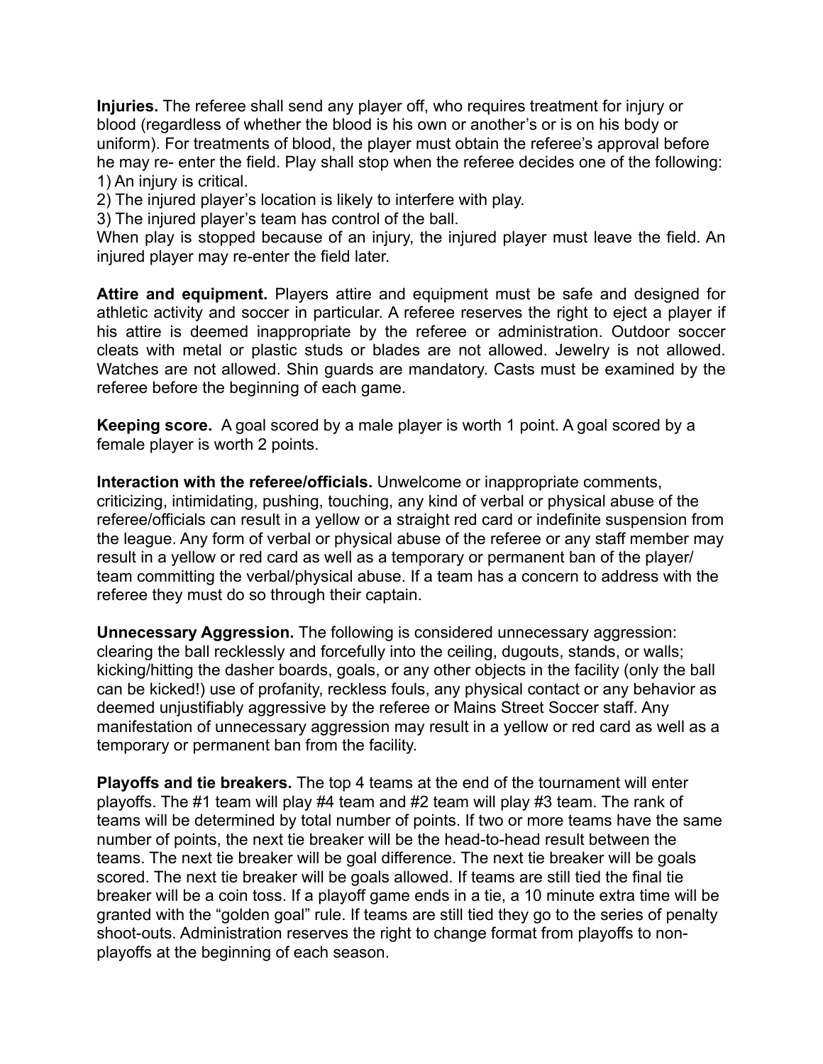**Injuries.** The referee shall send any player off, who requires treatment for injury or blood (regardless of whether the blood is his own or another's or is on his body or uniform). For treatments of blood, the player must obtain the referee's approval before he may re- enter the field. Play shall stop when the referee decides one of the following:
1) An injury is critical.
2) The injured player's location is likely to interfere with play.
3) The injured player's team has control of the ball.
When play is stopped because of an injury, the injured player must leave the field. An injured player may re-enter the field later.

**Attire and equipment.** Players attire and equipment must be safe and designed for athletic activity and soccer in particular. A referee reserves the right to eject a player if his attire is deemed inappropriate by the referee or administration. Outdoor soccer cleats with metal or plastic studs or blades are not allowed. Jewelry is not allowed. Watches are not allowed. Shin guards are mandatory. Casts must be examined by the referee before the beginning of each game.

**Keeping score.** A goal scored by a male player is worth 1 point. A goal scored by a female player is worth 2 points.

**Interaction with the referee/officials.** Unwelcome or inappropriate comments, criticizing, intimidating, pushing, touching, any kind of verbal or physical abuse of the referee/officials can result in a yellow or a straight red card or indefinite suspension from the league. Any form of verbal or physical abuse of the referee or any staff member may result in a yellow or red card as well as a temporary or permanent ban of the player/ team committing the verbal/physical abuse. If a team has a concern to address with the referee they must do so through their captain.

**Unnecessary Aggression.** The following is considered unnecessary aggression: clearing the ball recklessly and forcefully into the ceiling, dugouts, stands, or walls; kicking/hitting the dasher boards, goals, or any other objects in the facility (only the ball can be kicked!) use of profanity, reckless fouls, any physical contact or any behavior as deemed unjustifiably aggressive by the referee or Mains Street Soccer staff. Any manifestation of unnecessary aggression may result in a yellow or red card as well as a temporary or permanent ban from the facility.

**Playoffs and tie breakers.** The top 4 teams at the end of the tournament will enter playoffs. The #1 team will play #4 team and #2 team will play #3 team. The rank of teams will be determined by total number of points. If two or more teams have the same number of points, the next tie breaker will be the head-to-head result between the teams. The next tie breaker will be goal difference. The next tie breaker will be goals scored. The next tie breaker will be goals allowed. If teams are still tied the final tie breaker will be a coin toss. If a playoff game ends in a tie, a 10 minute extra time will be granted with the "golden goal" rule. If teams are still tied they go to the series of penalty shoot-outs. Administration reserves the right to change format from playoffs to non-playoffs at the beginning of each season.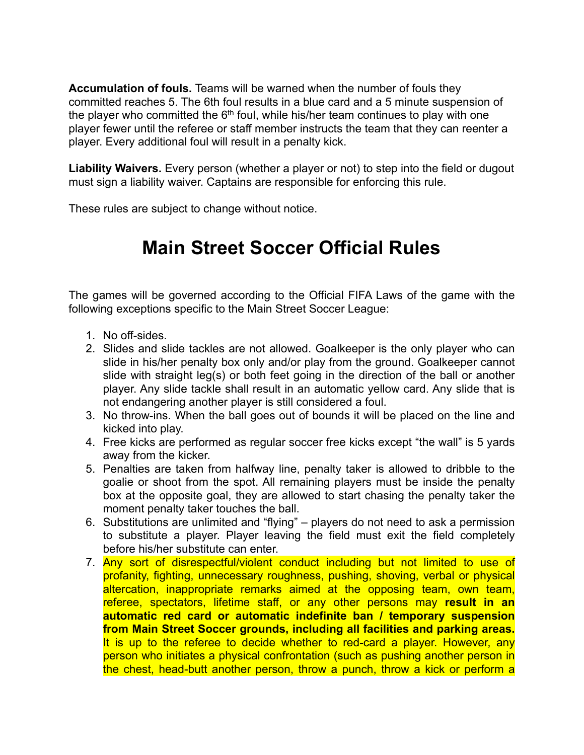**Accumulation of fouls.** Teams will be warned when the number of fouls they committed reaches 5. The 6th foul results in a blue card and a 5 minute suspension of the player who committed the 6th foul, while his/her team continues to play with one player fewer until the referee or staff member instructs the team that they can reenter a player. Every additional foul will result in a penalty kick.

**Liability Waivers.** Every person (whether a player or not) to step into the field or dugout must sign a liability waiver. Captains are responsible for enforcing this rule.

These rules are subject to change without notice.

# Main Street Soccer Official Rules

The games will be governed according to the Official FIFA Laws of the game with the following exceptions specific to the Main Street Soccer League:

1. No off-sides.
2. Slides and slide tackles are not allowed. Goalkeeper is the only player who can slide in his/her penalty box only and/or play from the ground. Goalkeeper cannot slide with straight leg(s) or both feet going in the direction of the ball or another player. Any slide tackle shall result in an automatic yellow card. Any slide that is not endangering another player is still considered a foul.
3. No throw-ins. When the ball goes out of bounds it will be placed on the line and kicked into play.
4. Free kicks are performed as regular soccer free kicks except "the wall" is 5 yards away from the kicker.
5. Penalties are taken from halfway line, penalty taker is allowed to dribble to the goalie or shoot from the spot. All remaining players must be inside the penalty box at the opposite goal, they are allowed to start chasing the penalty taker the moment penalty taker touches the ball.
6. Substitutions are unlimited and "flying" – players do not need to ask a permission to substitute a player. Player leaving the field must exit the field completely before his/her substitute can enter.
7. Any sort of disrespectful/violent conduct including but not limited to use of profanity, fighting, unnecessary roughness, pushing, shoving, verbal or physical altercation, inappropriate remarks aimed at the opposing team, own team, referee, spectators, lifetime staff, or any other persons may **result in an automatic red card or automatic indefinite ban / temporary suspension from Main Street Soccer grounds, including all facilities and parking areas.** It is up to the referee to decide whether to red-card a player. However, any person who initiates a physical confrontation (such as pushing another person in the chest, head-butt another person, throw a punch, throw a kick or perform a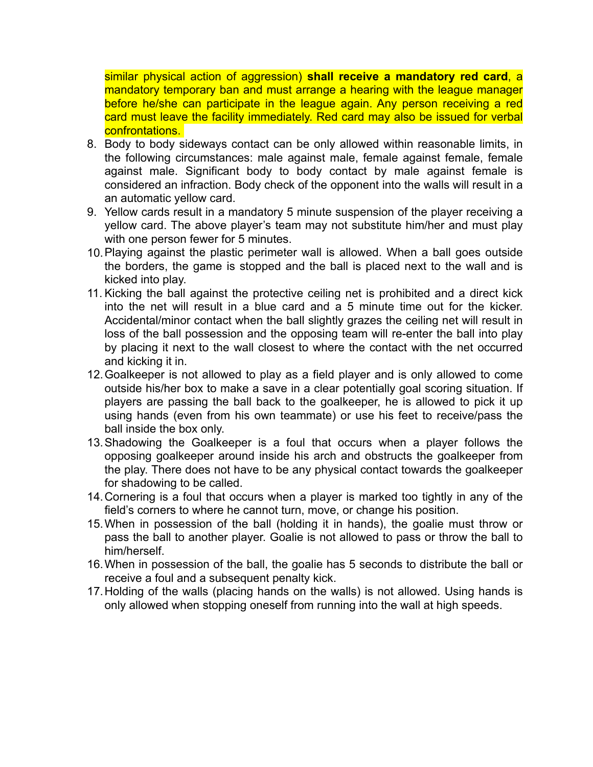similar physical action of aggression) **shall receive a mandatory red card**, a mandatory temporary ban and must arrange a hearing with the league manager before he/she can participate in the league again. Any person receiving a red card must leave the facility immediately. Red card may also be issued for verbal confrontations.

8. Body to body sideways contact can be only allowed within reasonable limits, in the following circumstances: male against male, female against female, female against male. Significant body to body contact by male against female is considered an infraction. Body check of the opponent into the walls will result in a an automatic yellow card.
9. Yellow cards result in a mandatory 5 minute suspension of the player receiving a yellow card. The above player's team may not substitute him/her and must play with one person fewer for 5 minutes.
10. Playing against the plastic perimeter wall is allowed. When a ball goes outside the borders, the game is stopped and the ball is placed next to the wall and is kicked into play.
11. Kicking the ball against the protective ceiling net is prohibited and a direct kick into the net will result in a blue card and a 5 minute time out for the kicker. Accidental/minor contact when the ball slightly grazes the ceiling net will result in loss of the ball possession and the opposing team will re-enter the ball into play by placing it next to the wall closest to where the contact with the net occurred and kicking it in.
12. Goalkeeper is not allowed to play as a field player and is only allowed to come outside his/her box to make a save in a clear potentially goal scoring situation. If players are passing the ball back to the goalkeeper, he is allowed to pick it up using hands (even from his own teammate) or use his feet to receive/pass the ball inside the box only.
13. Shadowing the Goalkeeper is a foul that occurs when a player follows the opposing goalkeeper around inside his arch and obstructs the goalkeeper from the play. There does not have to be any physical contact towards the goalkeeper for shadowing to be called.
14. Cornering is a foul that occurs when a player is marked too tightly in any of the field's corners to where he cannot turn, move, or change his position.
15. When in possession of the ball (holding it in hands), the goalie must throw or pass the ball to another player. Goalie is not allowed to pass or throw the ball to him/herself.
16. When in possession of the ball, the goalie has 5 seconds to distribute the ball or receive a foul and a subsequent penalty kick.
17. Holding of the walls (placing hands on the walls) is not allowed. Using hands is only allowed when stopping oneself from running into the wall at high speeds.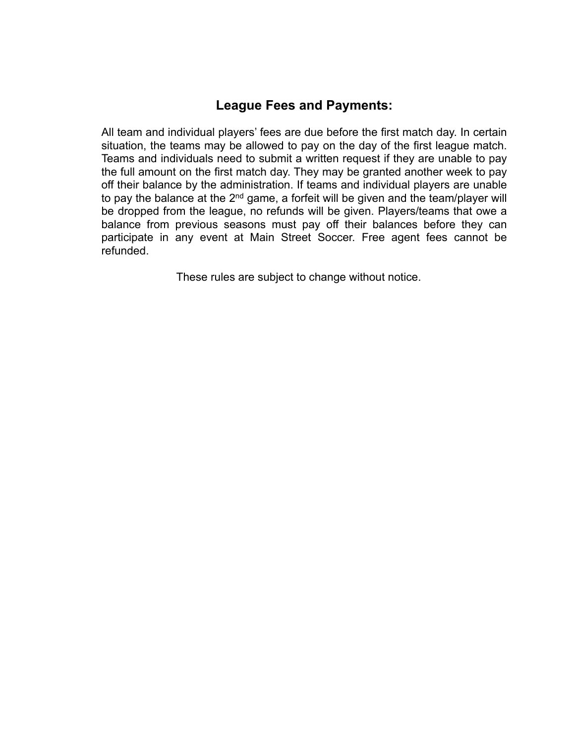## League Fees and Payments:

All team and individual players' fees are due before the first match day. In certain situation, the teams may be allowed to pay on the day of the first league match. Teams and individuals need to submit a written request if they are unable to pay the full amount on the first match day. They may be granted another week to pay off their balance by the administration. If teams and individual players are unable to pay the balance at the 2nd game, a forfeit will be given and the team/player will be dropped from the league, no refunds will be given. Players/teams that owe a balance from previous seasons must pay off their balances before they can participate in any event at Main Street Soccer. Free agent fees cannot be refunded.

These rules are subject to change without notice.